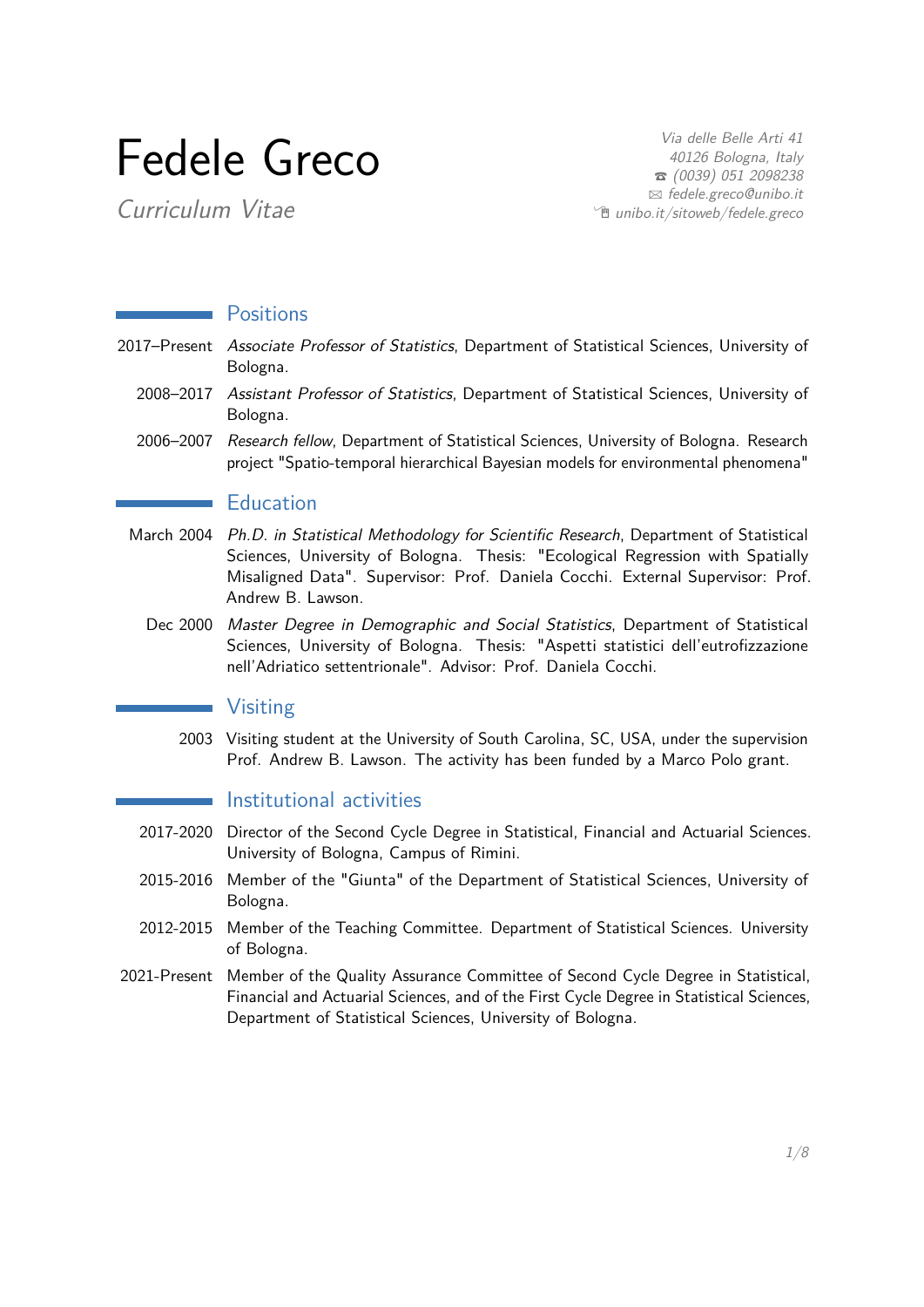# Fedele Greco

*Curriculum Vitae*

*Via delle Belle Arti 41*
*40126 Bologna, Italy*
☎ *(0039) 051 2098238*
✉ *fedele.greco@unibo.it*
*unibo.it/sitoweb/fedele.greco*

## Positions

2017–Present *Associate Professor of Statistics*, Department of Statistical Sciences, University of Bologna.

2008–2017 *Assistant Professor of Statistics*, Department of Statistical Sciences, University of Bologna.

2006–2007 *Research fellow*, Department of Statistical Sciences, University of Bologna. Research project "Spatio-temporal hierarchical Bayesian models for environmental phenomena"

## Education

March 2004 *Ph.D. in Statistical Methodology for Scientific Research*, Department of Statistical Sciences, University of Bologna. Thesis: "Ecological Regression with Spatially Misaligned Data". Supervisor: Prof. Daniela Cocchi. External Supervisor: Prof. Andrew B. Lawson.

Dec 2000 *Master Degree in Demographic and Social Statistics*, Department of Statistical Sciences, University of Bologna. Thesis: "Aspetti statistici dell'eutrofizzazione nell'Adriatico settentrionale". Advisor: Prof. Daniela Cocchi.

## Visiting

2003 Visiting student at the University of South Carolina, SC, USA, under the supervision Prof. Andrew B. Lawson. The activity has been funded by a Marco Polo grant.

## Institutional activities

2017-2020 Director of the Second Cycle Degree in Statistical, Financial and Actuarial Sciences. University of Bologna, Campus of Rimini.

2015-2016 Member of the "Giunta" of the Department of Statistical Sciences, University of Bologna.

2012-2015 Member of the Teaching Committee. Department of Statistical Sciences. University of Bologna.

2021-Present Member of the Quality Assurance Committee of Second Cycle Degree in Statistical, Financial and Actuarial Sciences, and of the First Cycle Degree in Statistical Sciences, Department of Statistical Sciences, University of Bologna.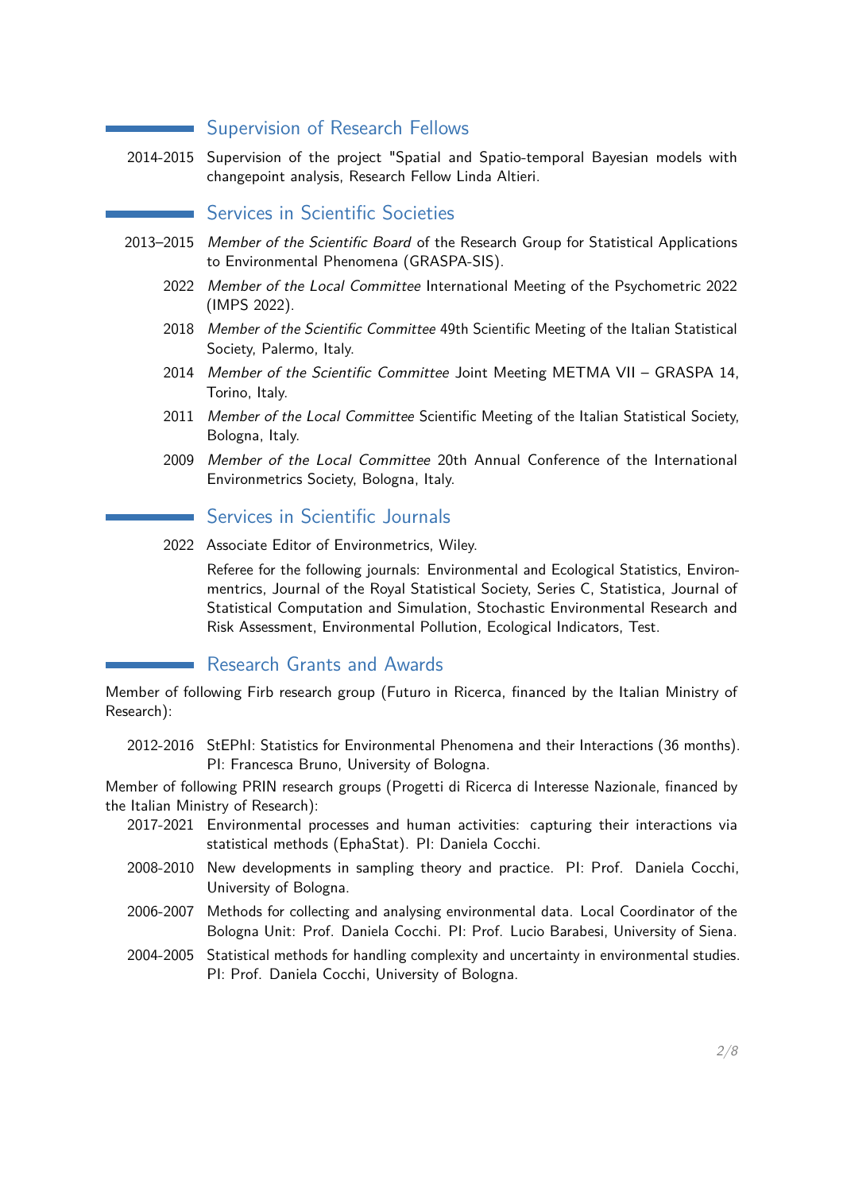## Supervision of Research Fellows

2014-2015 Supervision of the project "Spatial and Spatio-temporal Bayesian models with changepoint analysis, Research Fellow Linda Altieri.

## Services in Scientific Societies

2013–2015 *Member of the Scientific Board* of the Research Group for Statistical Applications to Environmental Phenomena (GRASPA-SIS).

2022 *Member of the Local Committee* International Meeting of the Psychometric 2022 (IMPS 2022).

2018 *Member of the Scientific Committee* 49th Scientific Meeting of the Italian Statistical Society, Palermo, Italy.

2014 *Member of the Scientific Committee* Joint Meeting METMA VII – GRASPA 14, Torino, Italy.

2011 *Member of the Local Committee* Scientific Meeting of the Italian Statistical Society, Bologna, Italy.

2009 *Member of the Local Committee* 20th Annual Conference of the International Environmetrics Society, Bologna, Italy.

## Services in Scientific Journals

2022 Associate Editor of Environmetrics, Wiley.

Referee for the following journals: Environmental and Ecological Statistics, Environmentrics, Journal of the Royal Statistical Society, Series C, Statistica, Journal of Statistical Computation and Simulation, Stochastic Environmental Research and Risk Assessment, Environmental Pollution, Ecological Indicators, Test.

## Research Grants and Awards

Member of following Firb research group (Futuro in Ricerca, financed by the Italian Ministry of Research):

2012-2016 StEPhI: Statistics for Environmental Phenomena and their Interactions (36 months). PI: Francesca Bruno, University of Bologna.

Member of following PRIN research groups (Progetti di Ricerca di Interesse Nazionale, financed by the Italian Ministry of Research):

2017-2021 Environmental processes and human activities: capturing their interactions via statistical methods (EphaStat). PI: Daniela Cocchi.

2008-2010 New developments in sampling theory and practice. PI: Prof. Daniela Cocchi, University of Bologna.

2006-2007 Methods for collecting and analysing environmental data. Local Coordinator of the Bologna Unit: Prof. Daniela Cocchi. PI: Prof. Lucio Barabesi, University of Siena.

2004-2005 Statistical methods for handling complexity and uncertainty in environmental studies. PI: Prof. Daniela Cocchi, University of Bologna.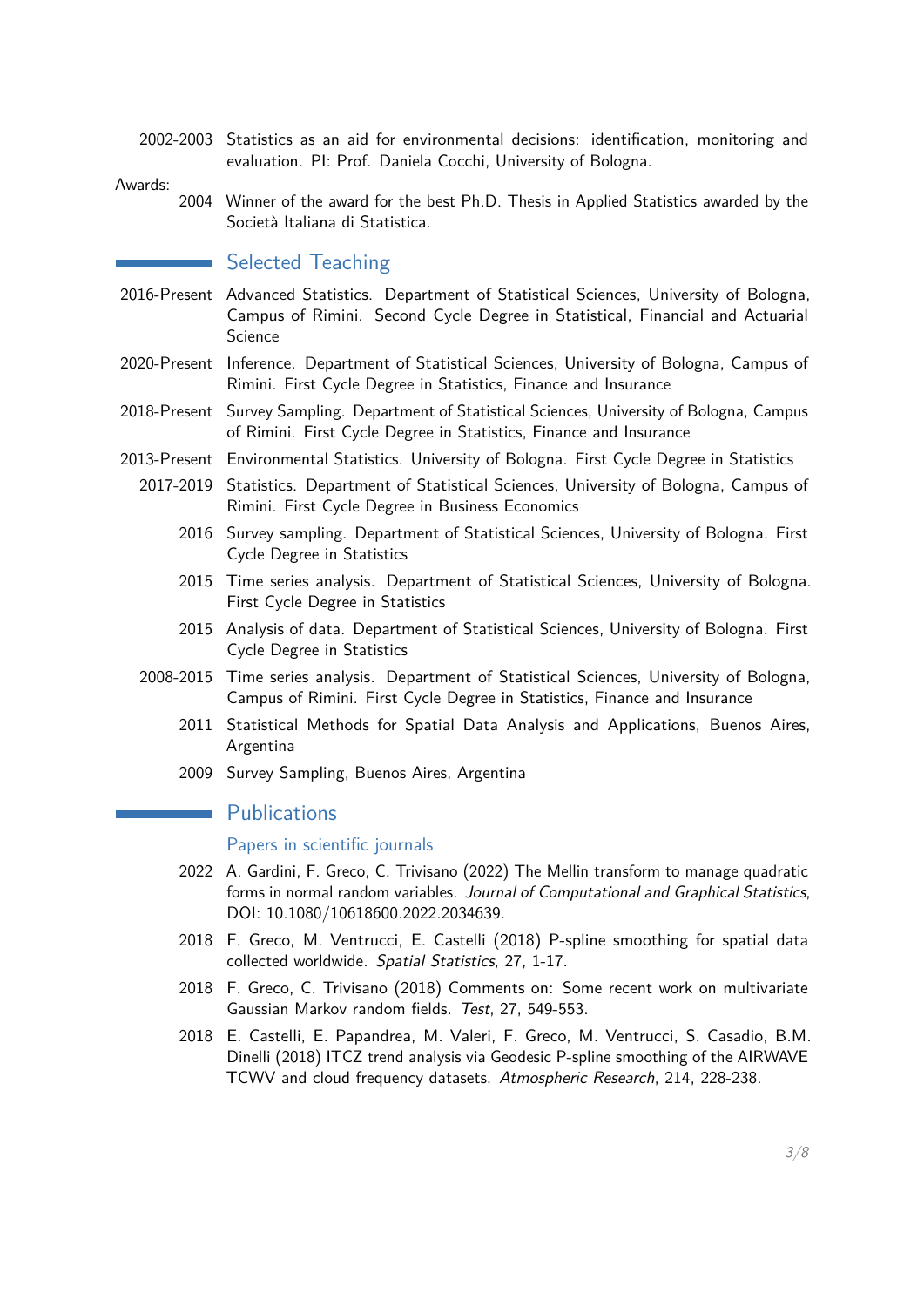2002-2003 Statistics as an aid for environmental decisions: identification, monitoring and evaluation. PI: Prof. Daniela Cocchi, University of Bologna.

Awards:

2004 Winner of the award for the best Ph.D. Thesis in Applied Statistics awarded by the Società Italiana di Statistica.

## Selected Teaching

2016-Present Advanced Statistics. Department of Statistical Sciences, University of Bologna, Campus of Rimini. Second Cycle Degree in Statistical, Financial and Actuarial Science

2020-Present Inference. Department of Statistical Sciences, University of Bologna, Campus of Rimini. First Cycle Degree in Statistics, Finance and Insurance

2018-Present Survey Sampling. Department of Statistical Sciences, University of Bologna, Campus of Rimini. First Cycle Degree in Statistics, Finance and Insurance

2013-Present Environmental Statistics. University of Bologna. First Cycle Degree in Statistics

2017-2019 Statistics. Department of Statistical Sciences, University of Bologna, Campus of Rimini. First Cycle Degree in Business Economics

2016 Survey sampling. Department of Statistical Sciences, University of Bologna. First Cycle Degree in Statistics

2015 Time series analysis. Department of Statistical Sciences, University of Bologna. First Cycle Degree in Statistics

2015 Analysis of data. Department of Statistical Sciences, University of Bologna. First Cycle Degree in Statistics

2008-2015 Time series analysis. Department of Statistical Sciences, University of Bologna, Campus of Rimini. First Cycle Degree in Statistics, Finance and Insurance

2011 Statistical Methods for Spatial Data Analysis and Applications, Buenos Aires, Argentina

2009 Survey Sampling, Buenos Aires, Argentina

## Publications

### Papers in scientific journals

2022 A. Gardini, F. Greco, C. Trivisano (2022) The Mellin transform to manage quadratic forms in normal random variables. *Journal of Computational and Graphical Statistics*, DOI: 10.1080/10618600.2022.2034639.

2018 F. Greco, M. Ventrucci, E. Castelli (2018) P-spline smoothing for spatial data collected worldwide. *Spatial Statistics*, 27, 1-17.

2018 F. Greco, C. Trivisano (2018) Comments on: Some recent work on multivariate Gaussian Markov random fields. *Test*, 27, 549-553.

2018 E. Castelli, E. Papandrea, M. Valeri, F. Greco, M. Ventrucci, S. Casadio, B.M. Dinelli (2018) ITCZ trend analysis via Geodesic P-spline smoothing of the AIRWAVE TCWV and cloud frequency datasets. *Atmospheric Research*, 214, 228-238.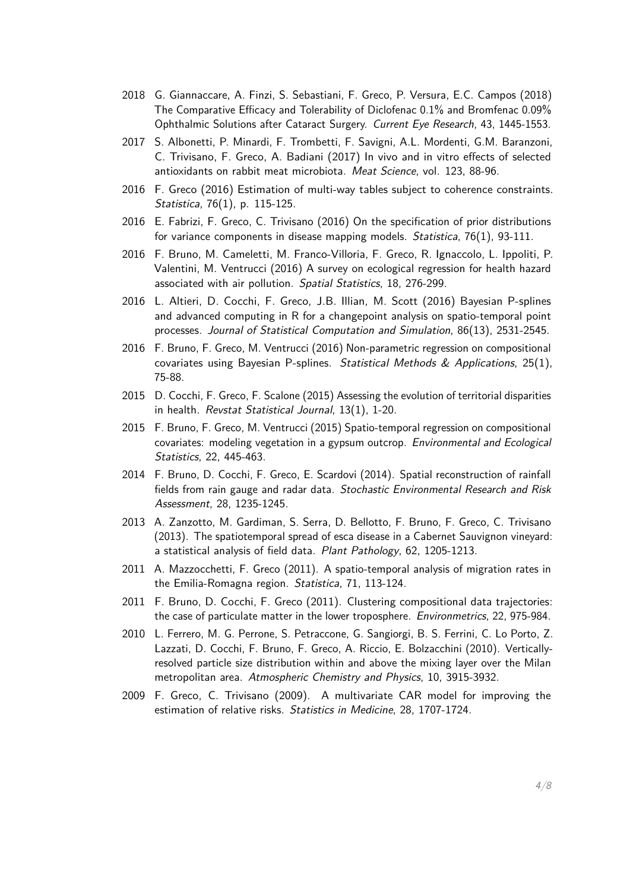2018 G. Giannaccare, A. Finzi, S. Sebastiani, F. Greco, P. Versura, E.C. Campos (2018) The Comparative Efficacy and Tolerability of Diclofenac 0.1% and Bromfenac 0.09% Ophthalmic Solutions after Cataract Surgery. *Current Eye Research*, 43, 1445-1553.

2017 S. Albonetti, P. Minardi, F. Trombetti, F. Savigni, A.L. Mordenti, G.M. Baranzoni, C. Trivisano, F. Greco, A. Badiani (2017) In vivo and in vitro effects of selected antioxidants on rabbit meat microbiota. *Meat Science*, vol. 123, 88-96.

2016 F. Greco (2016) Estimation of multi-way tables subject to coherence constraints. *Statistica*, 76(1), p. 115-125.

2016 E. Fabrizi, F. Greco, C. Trivisano (2016) On the specification of prior distributions for variance components in disease mapping models. *Statistica*, 76(1), 93-111.

2016 F. Bruno, M. Cameletti, M. Franco-Villoria, F. Greco, R. Ignaccolo, L. Ippoliti, P. Valentini, M. Ventrucci (2016) A survey on ecological regression for health hazard associated with air pollution. *Spatial Statistics*, 18, 276-299.

2016 L. Altieri, D. Cocchi, F. Greco, J.B. Illian, M. Scott (2016) Bayesian P-splines and advanced computing in R for a changepoint analysis on spatio-temporal point processes. *Journal of Statistical Computation and Simulation*, 86(13), 2531-2545.

2016 F. Bruno, F. Greco, M. Ventrucci (2016) Non-parametric regression on compositional covariates using Bayesian P-splines. *Statistical Methods & Applications*, 25(1), 75-88.

2015 D. Cocchi, F. Greco, F. Scalone (2015) Assessing the evolution of territorial disparities in health. *Revstat Statistical Journal*, 13(1), 1-20.

2015 F. Bruno, F. Greco, M. Ventrucci (2015) Spatio-temporal regression on compositional covariates: modeling vegetation in a gypsum outcrop. *Environmental and Ecological Statistics*, 22, 445-463.

2014 F. Bruno, D. Cocchi, F. Greco, E. Scardovi (2014). Spatial reconstruction of rainfall fields from rain gauge and radar data. *Stochastic Environmental Research and Risk Assessment*, 28, 1235-1245.

2013 A. Zanzotto, M. Gardiman, S. Serra, D. Bellotto, F. Bruno, F. Greco, C. Trivisano (2013). The spatiotemporal spread of esca disease in a Cabernet Sauvignon vineyard: a statistical analysis of field data. *Plant Pathology*, 62, 1205-1213.

2011 A. Mazzocchetti, F. Greco (2011). A spatio-temporal analysis of migration rates in the Emilia-Romagna region. *Statistica*, 71, 113-124.

2011 F. Bruno, D. Cocchi, F. Greco (2011). Clustering compositional data trajectories: the case of particulate matter in the lower troposphere. *Environmetrics*, 22, 975-984.

2010 L. Ferrero, M. G. Perrone, S. Petraccone, G. Sangiorgi, B. S. Ferrini, C. Lo Porto, Z. Lazzati, D. Cocchi, F. Bruno, F. Greco, A. Riccio, E. Bolzacchini (2010). Vertically-resolved particle size distribution within and above the mixing layer over the Milan metropolitan area. *Atmospheric Chemistry and Physics*, 10, 3915-3932.

2009 F. Greco, C. Trivisano (2009). A multivariate CAR model for improving the estimation of relative risks. *Statistics in Medicine*, 28, 1707-1724.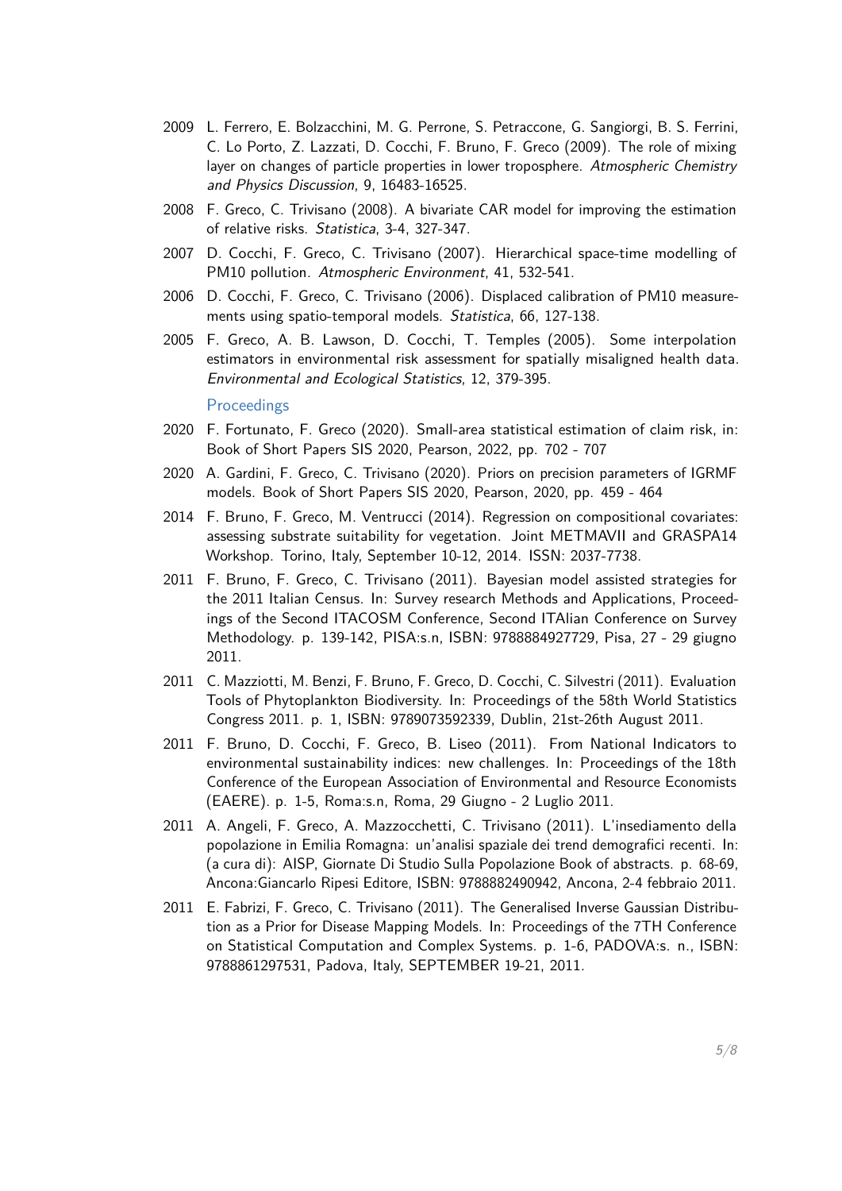2009 L. Ferrero, E. Bolzacchini, M. G. Perrone, S. Petraccone, G. Sangiorgi, B. S. Ferrini, C. Lo Porto, Z. Lazzati, D. Cocchi, F. Bruno, F. Greco (2009). The role of mixing layer on changes of particle properties in lower troposphere. *Atmospheric Chemistry and Physics Discussion*, 9, 16483-16525.

2008 F. Greco, C. Trivisano (2008). A bivariate CAR model for improving the estimation of relative risks. *Statistica*, 3-4, 327-347.

2007 D. Cocchi, F. Greco, C. Trivisano (2007). Hierarchical space-time modelling of PM10 pollution. *Atmospheric Environment*, 41, 532-541.

2006 D. Cocchi, F. Greco, C. Trivisano (2006). Displaced calibration of PM10 measurements using spatio-temporal models. *Statistica*, 66, 127-138.

2005 F. Greco, A. B. Lawson, D. Cocchi, T. Temples (2005). Some interpolation estimators in environmental risk assessment for spatially misaligned health data. *Environmental and Ecological Statistics*, 12, 379-395.

### Proceedings

2020 F. Fortunato, F. Greco (2020). Small-area statistical estimation of claim risk, in: Book of Short Papers SIS 2020, Pearson, 2022, pp. 702 - 707

2020 A. Gardini, F. Greco, C. Trivisano (2020). Priors on precision parameters of IGRMF models. Book of Short Papers SIS 2020, Pearson, 2020, pp. 459 - 464

2014 F. Bruno, F. Greco, M. Ventrucci (2014). Regression on compositional covariates: assessing substrate suitability for vegetation. Joint METMAVII and GRASPA14 Workshop. Torino, Italy, September 10-12, 2014. ISSN: 2037-7738.

2011 F. Bruno, F. Greco, C. Trivisano (2011). Bayesian model assisted strategies for the 2011 Italian Census. In: Survey research Methods and Applications, Proceedings of the Second ITACOSM Conference, Second ITAlian Conference on Survey Methodology. p. 139-142, PISA:s.n, ISBN: 9788884927729, Pisa, 27 - 29 giugno 2011.

2011 C. Mazziotti, M. Benzi, F. Bruno, F. Greco, D. Cocchi, C. Silvestri (2011). Evaluation Tools of Phytoplankton Biodiversity. In: Proceedings of the 58th World Statistics Congress 2011. p. 1, ISBN: 9789073592339, Dublin, 21st-26th August 2011.

2011 F. Bruno, D. Cocchi, F. Greco, B. Liseo (2011). From National Indicators to environmental sustainability indices: new challenges. In: Proceedings of the 18th Conference of the European Association of Environmental and Resource Economists (EAERE). p. 1-5, Roma:s.n, Roma, 29 Giugno - 2 Luglio 2011.

2011 A. Angeli, F. Greco, A. Mazzocchetti, C. Trivisano (2011). L'insediamento della popolazione in Emilia Romagna: un'analisi spaziale dei trend demografici recenti. In: (a cura di): AISP, Giornate Di Studio Sulla Popolazione Book of abstracts. p. 68-69, Ancona:Giancarlo Ripesi Editore, ISBN: 9788882490942, Ancona, 2-4 febbraio 2011.

2011 E. Fabrizi, F. Greco, C. Trivisano (2011). The Generalised Inverse Gaussian Distribution as a Prior for Disease Mapping Models. In: Proceedings of the 7TH Conference on Statistical Computation and Complex Systems. p. 1-6, PADOVA:s. n., ISBN: 9788861297531, Padova, Italy, SEPTEMBER 19-21, 2011.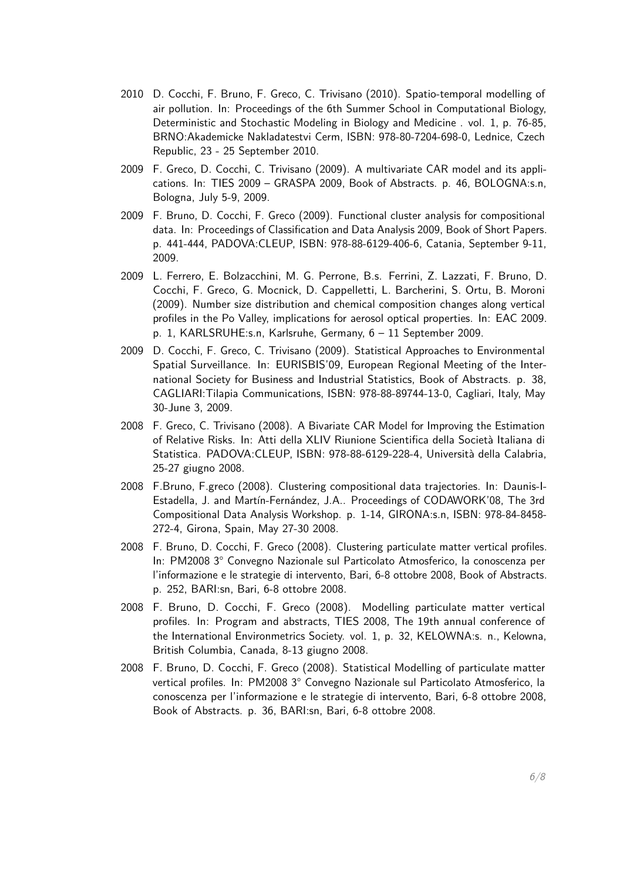2010 D. Cocchi, F. Bruno, F. Greco, C. Trivisano (2010). Spatio-temporal modelling of air pollution. In: Proceedings of the 6th Summer School in Computational Biology, Deterministic and Stochastic Modeling in Biology and Medicine . vol. 1, p. 76-85, BRNO:Akademicke Nakladatestvi Cerm, ISBN: 978-80-7204-698-0, Lednice, Czech Republic, 23 - 25 September 2010.

2009 F. Greco, D. Cocchi, C. Trivisano (2009). A multivariate CAR model and its applications. In: TIES 2009 – GRASPA 2009, Book of Abstracts. p. 46, BOLOGNA:s.n, Bologna, July 5-9, 2009.

2009 F. Bruno, D. Cocchi, F. Greco (2009). Functional cluster analysis for compositional data. In: Proceedings of Classification and Data Analysis 2009, Book of Short Papers. p. 441-444, PADOVA:CLEUP, ISBN: 978-88-6129-406-6, Catania, September 9-11, 2009.

2009 L. Ferrero, E. Bolzacchini, M. G. Perrone, B.s. Ferrini, Z. Lazzati, F. Bruno, D. Cocchi, F. Greco, G. Mocnick, D. Cappelletti, L. Barcherini, S. Ortu, B. Moroni (2009). Number size distribution and chemical composition changes along vertical profiles in the Po Valley, implications for aerosol optical properties. In: EAC 2009. p. 1, KARLSRUHE:s.n, Karlsruhe, Germany, 6 – 11 September 2009.

2009 D. Cocchi, F. Greco, C. Trivisano (2009). Statistical Approaches to Environmental Spatial Surveillance. In: EURISBIS'09, European Regional Meeting of the International Society for Business and Industrial Statistics, Book of Abstracts. p. 38, CAGLIARI:Tilapia Communications, ISBN: 978-88-89744-13-0, Cagliari, Italy, May 30-June 3, 2009.

2008 F. Greco, C. Trivisano (2008). A Bivariate CAR Model for Improving the Estimation of Relative Risks. In: Atti della XLIV Riunione Scientifica della Società Italiana di Statistica. PADOVA:CLEUP, ISBN: 978-88-6129-228-4, Università della Calabria, 25-27 giugno 2008.

2008 F.Bruno, F.greco (2008). Clustering compositional data trajectories. In: Daunis-I-Estadella, J. and Martín-Fernández, J.A.. Proceedings of CODAWORK'08, The 3rd Compositional Data Analysis Workshop. p. 1-14, GIRONA:s.n, ISBN: 978-84-8458-272-4, Girona, Spain, May 27-30 2008.

2008 F. Bruno, D. Cocchi, F. Greco (2008). Clustering particulate matter vertical profiles. In: PM2008 3° Convegno Nazionale sul Particolato Atmosferico, la conoscenza per l'informazione e le strategie di intervento, Bari, 6-8 ottobre 2008, Book of Abstracts. p. 252, BARI:sn, Bari, 6-8 ottobre 2008.

2008 F. Bruno, D. Cocchi, F. Greco (2008). Modelling particulate matter vertical profiles. In: Program and abstracts, TIES 2008, The 19th annual conference of the International Environmetrics Society. vol. 1, p. 32, KELOWNA:s. n., Kelowna, British Columbia, Canada, 8-13 giugno 2008.

2008 F. Bruno, D. Cocchi, F. Greco (2008). Statistical Modelling of particulate matter vertical profiles. In: PM2008 3° Convegno Nazionale sul Particolato Atmosferico, la conoscenza per l'informazione e le strategie di intervento, Bari, 6-8 ottobre 2008, Book of Abstracts. p. 36, BARI:sn, Bari, 6-8 ottobre 2008.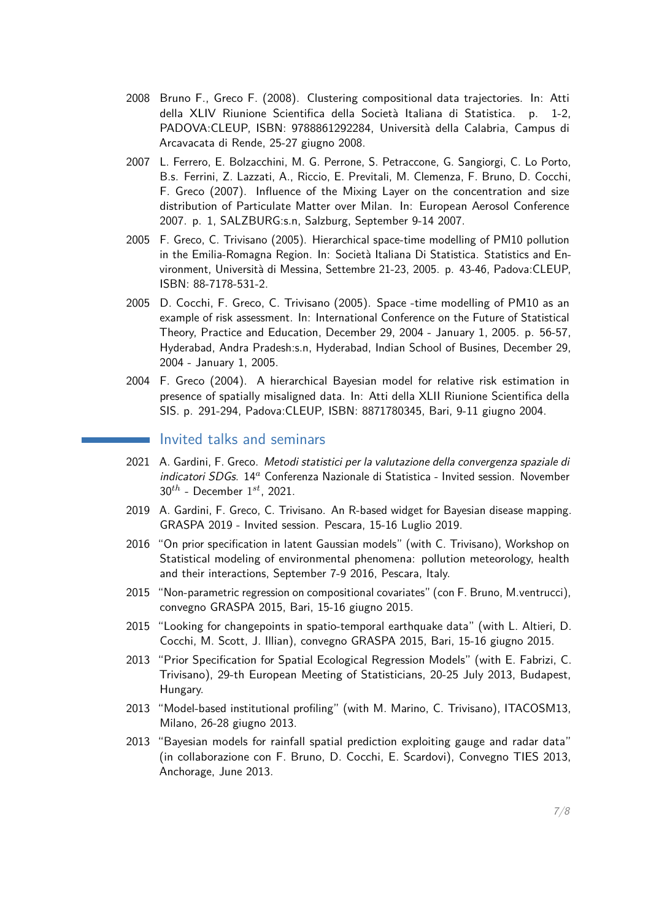2008 Bruno F., Greco F. (2008). Clustering compositional data trajectories. In: Atti della XLIV Riunione Scientifica della Società Italiana di Statistica. p. 1-2, PADOVA:CLEUP, ISBN: 9788861292284, Università della Calabria, Campus di Arcavacata di Rende, 25-27 giugno 2008.

2007 L. Ferrero, E. Bolzacchini, M. G. Perrone, S. Petraccone, G. Sangiorgi, C. Lo Porto, B.s. Ferrini, Z. Lazzati, A., Riccio, E. Previtali, M. Clemenza, F. Bruno, D. Cocchi, F. Greco (2007). Influence of the Mixing Layer on the concentration and size distribution of Particulate Matter over Milan. In: European Aerosol Conference 2007. p. 1, SALZBURG:s.n, Salzburg, September 9-14 2007.

2005 F. Greco, C. Trivisano (2005). Hierarchical space-time modelling of PM10 pollution in the Emilia-Romagna Region. In: Società Italiana Di Statistica. Statistics and Environment, Università di Messina, Settembre 21-23, 2005. p. 43-46, Padova:CLEUP, ISBN: 88-7178-531-2.

2005 D. Cocchi, F. Greco, C. Trivisano (2005). Space -time modelling of PM10 as an example of risk assessment. In: International Conference on the Future of Statistical Theory, Practice and Education, December 29, 2004 - January 1, 2005. p. 56-57, Hyderabad, Andra Pradesh:s.n, Hyderabad, Indian School of Busines, December 29, 2004 - January 1, 2005.

2004 F. Greco (2004). A hierarchical Bayesian model for relative risk estimation in presence of spatially misaligned data. In: Atti della XLII Riunione Scientifica della SIS. p. 291-294, Padova:CLEUP, ISBN: 8871780345, Bari, 9-11 giugno 2004.

## Invited talks and seminars

2021 A. Gardini, F. Greco. *Metodi statistici per la valutazione della convergenza spaziale di indicatori SDGs*. $14^{a}$ Conferenza Nazionale di Statistica - Invited session. November $30^{th}$ - December $1^{st}$, 2021.

2019 A. Gardini, F. Greco, C. Trivisano. An R-based widget for Bayesian disease mapping. GRASPA 2019 - Invited session. Pescara, 15-16 Luglio 2019.

2016 "On prior specification in latent Gaussian models" (with C. Trivisano), Workshop on Statistical modeling of environmental phenomena: pollution meteorology, health and their interactions, September 7-9 2016, Pescara, Italy.

2015 "Non-parametric regression on compositional covariates" (con F. Bruno, M.ventrucci), convegno GRASPA 2015, Bari, 15-16 giugno 2015.

2015 "Looking for changepoints in spatio-temporal earthquake data" (with L. Altieri, D. Cocchi, M. Scott, J. Illian), convegno GRASPA 2015, Bari, 15-16 giugno 2015.

2013 "Prior Specification for Spatial Ecological Regression Models" (with E. Fabrizi, C. Trivisano), 29-th European Meeting of Statisticians, 20-25 July 2013, Budapest, Hungary.

2013 "Model-based institutional profiling" (with M. Marino, C. Trivisano), ITACOSM13, Milano, 26-28 giugno 2013.

2013 "Bayesian models for rainfall spatial prediction exploiting gauge and radar data" (in collaborazione con F. Bruno, D. Cocchi, E. Scardovi), Convegno TIES 2013, Anchorage, June 2013.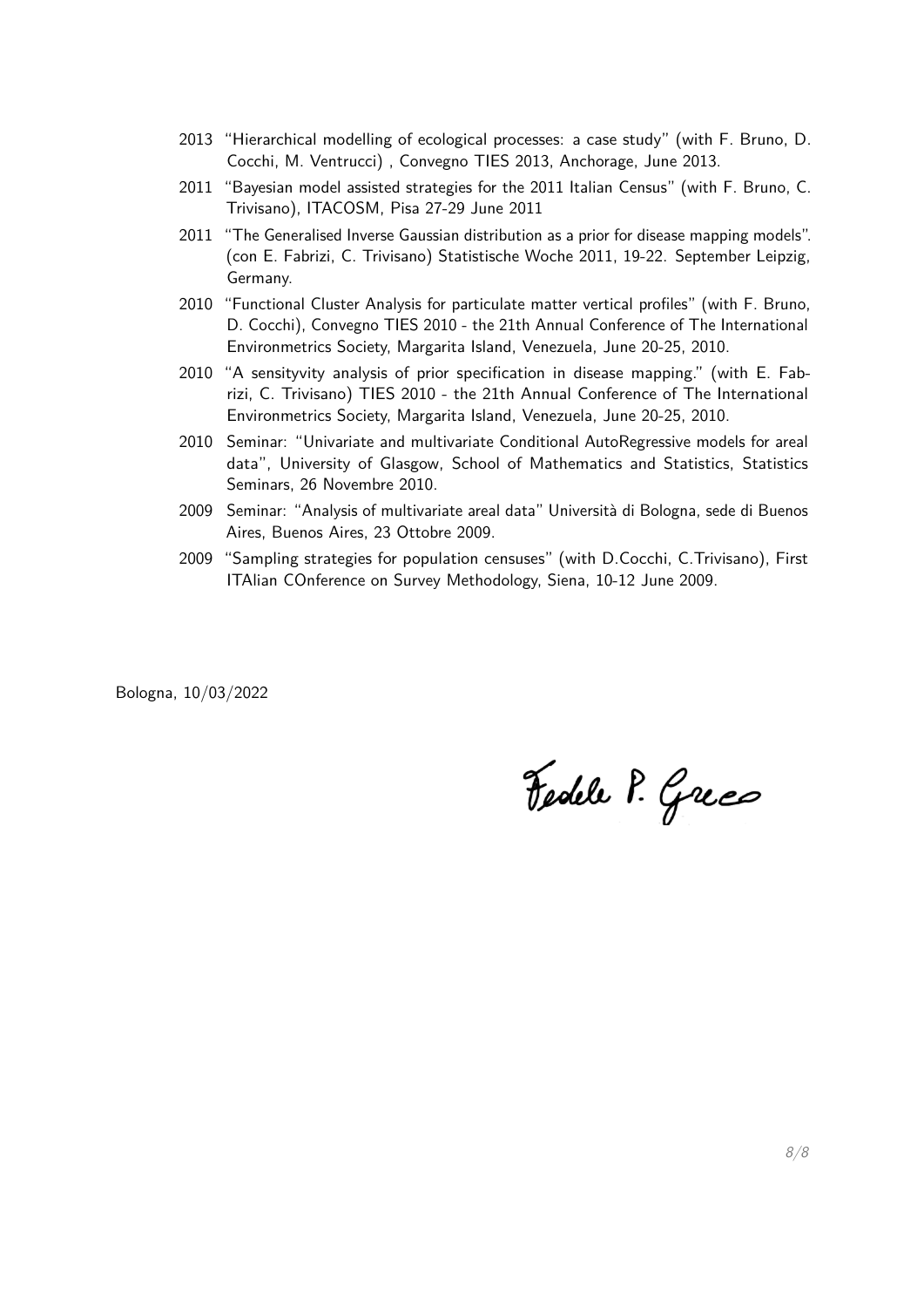- 2013 "Hierarchical modelling of ecological processes: a case study" (with F. Bruno, D. Cocchi, M. Ventrucci) , Convegno TIES 2013, Anchorage, June 2013.
- 2011 "Bayesian model assisted strategies for the 2011 Italian Census" (with F. Bruno, C. Trivisano), ITACOSM, Pisa 27-29 June 2011
- 2011 "The Generalised Inverse Gaussian distribution as a prior for disease mapping models". (con E. Fabrizi, C. Trivisano) Statistische Woche 2011, 19-22. September Leipzig, Germany.
- 2010 "Functional Cluster Analysis for particulate matter vertical profiles" (with F. Bruno, D. Cocchi), Convegno TIES 2010 - the 21th Annual Conference of The International Environmetrics Society, Margarita Island, Venezuela, June 20-25, 2010.
- 2010 "A sensityvity analysis of prior specification in disease mapping." (with E. Fabrizi, C. Trivisano) TIES 2010 - the 21th Annual Conference of The International Environmetrics Society, Margarita Island, Venezuela, June 20-25, 2010.
- 2010 Seminar: "Univariate and multivariate Conditional AutoRegressive models for areal data", University of Glasgow, School of Mathematics and Statistics, Statistics Seminars, 26 Novembre 2010.
- 2009 Seminar: "Analysis of multivariate areal data" Università di Bologna, sede di Buenos Aires, Buenos Aires, 23 Ottobre 2009.
- 2009 "Sampling strategies for population censuses" (with D.Cocchi, C.Trivisano), First ITAlian COnference on Survey Methodology, Siena, 10-12 June 2009.

Bologna, 10/03/2022

Fedele P. Greco